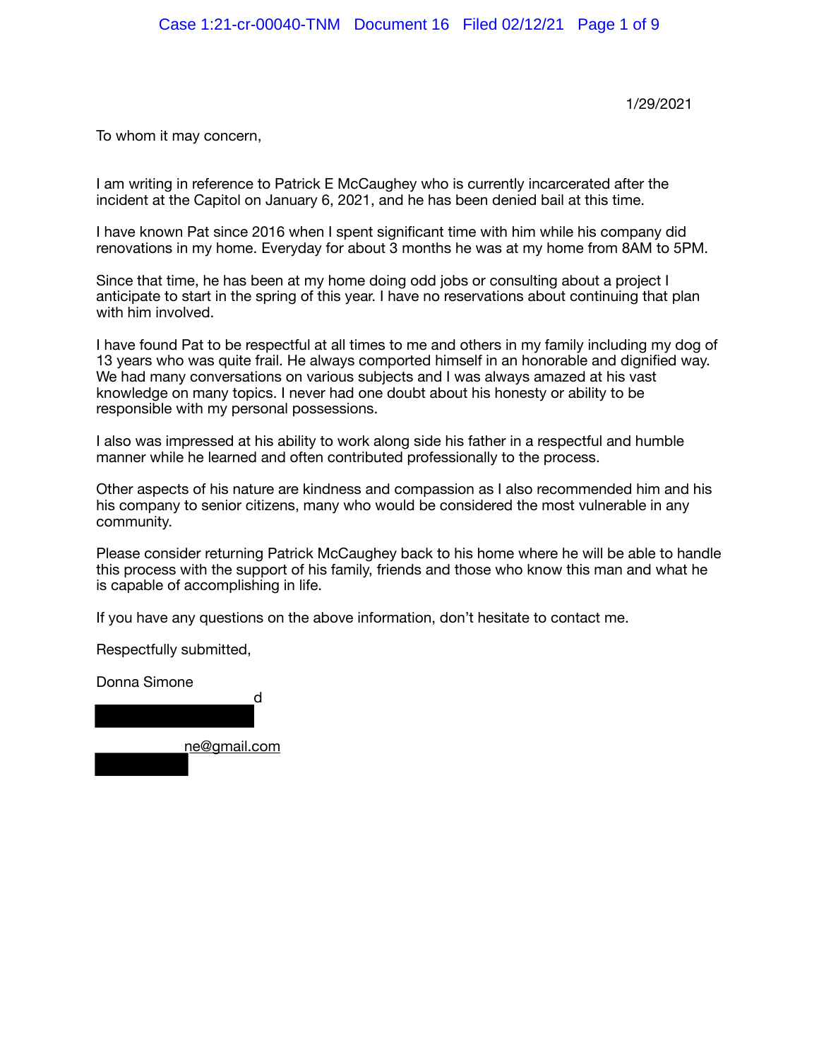1/29/2021

To whom it may concern,

I am writing in reference to Patrick E McCaughey who is currently incarcerated after the incident at the Capitol on January 6, 2021, and he has been denied bail at this time.

I have known Pat since 2016 when I spent significant time with him while his company did renovations in my home. Everyday for about 3 months he was at my home from 8AM to 5PM.

Since that time, he has been at my home doing odd jobs or consulting about a project I anticipate to start in the spring of this year. I have no reservations about continuing that plan with him involved.

I have found Pat to be respectful at all times to me and others in my family including my dog of 13 years who was quite frail. He always comported himself in an honorable and dignified way. We had many conversations on various subjects and I was always amazed at his vast knowledge on many topics. I never had one doubt about his honesty or ability to be responsible with my personal possessions.

I also was impressed at his ability to work along side his father in a respectful and humble manner while he learned and often contributed professionally to the process.

Other aspects of his nature are kindness and compassion as I also recommended him and his his company to senior citizens, many who would be considered the most vulnerable in any community.

Please consider returning Patrick McCaughey back to his home where he will be able to handle this process with the support of his family, friends and those who know this man and what he is capable of accomplishing in life.

If you have any questions on the above information, don't hesitate to contact me.

Respectfully submitted,

Donna Simone

[REDACTED]d

[REDACTED]ne@gmail.com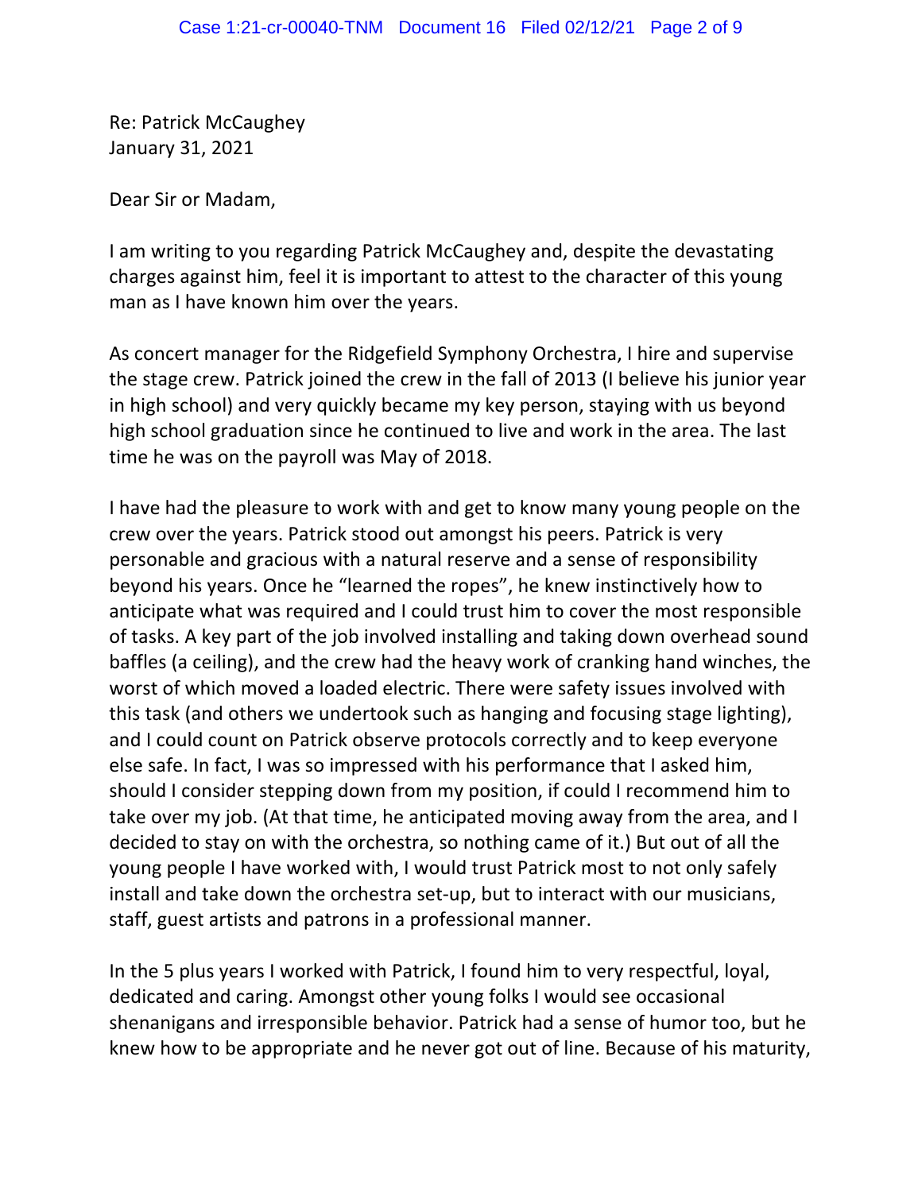Re: Patrick McCaughey
January 31, 2021

Dear Sir or Madam,

I am writing to you regarding Patrick McCaughey and, despite the devastating charges against him, feel it is important to attest to the character of this young man as I have known him over the years.

As concert manager for the Ridgefield Symphony Orchestra, I hire and supervise the stage crew. Patrick joined the crew in the fall of 2013 (I believe his junior year in high school) and very quickly became my key person, staying with us beyond high school graduation since he continued to live and work in the area. The last time he was on the payroll was May of 2018.

I have had the pleasure to work with and get to know many young people on the crew over the years. Patrick stood out amongst his peers. Patrick is very personable and gracious with a natural reserve and a sense of responsibility beyond his years. Once he "learned the ropes", he knew instinctively how to anticipate what was required and I could trust him to cover the most responsible of tasks. A key part of the job involved installing and taking down overhead sound baffles (a ceiling), and the crew had the heavy work of cranking hand winches, the worst of which moved a loaded electric. There were safety issues involved with this task (and others we undertook such as hanging and focusing stage lighting), and I could count on Patrick observe protocols correctly and to keep everyone else safe. In fact, I was so impressed with his performance that I asked him, should I consider stepping down from my position, if could I recommend him to take over my job. (At that time, he anticipated moving away from the area, and I decided to stay on with the orchestra, so nothing came of it.) But out of all the young people I have worked with, I would trust Patrick most to not only safely install and take down the orchestra set-up, but to interact with our musicians, staff, guest artists and patrons in a professional manner.

In the 5 plus years I worked with Patrick, I found him to very respectful, loyal, dedicated and caring. Amongst other young folks I would see occasional shenanigans and irresponsible behavior. Patrick had a sense of humor too, but he knew how to be appropriate and he never got out of line. Because of his maturity,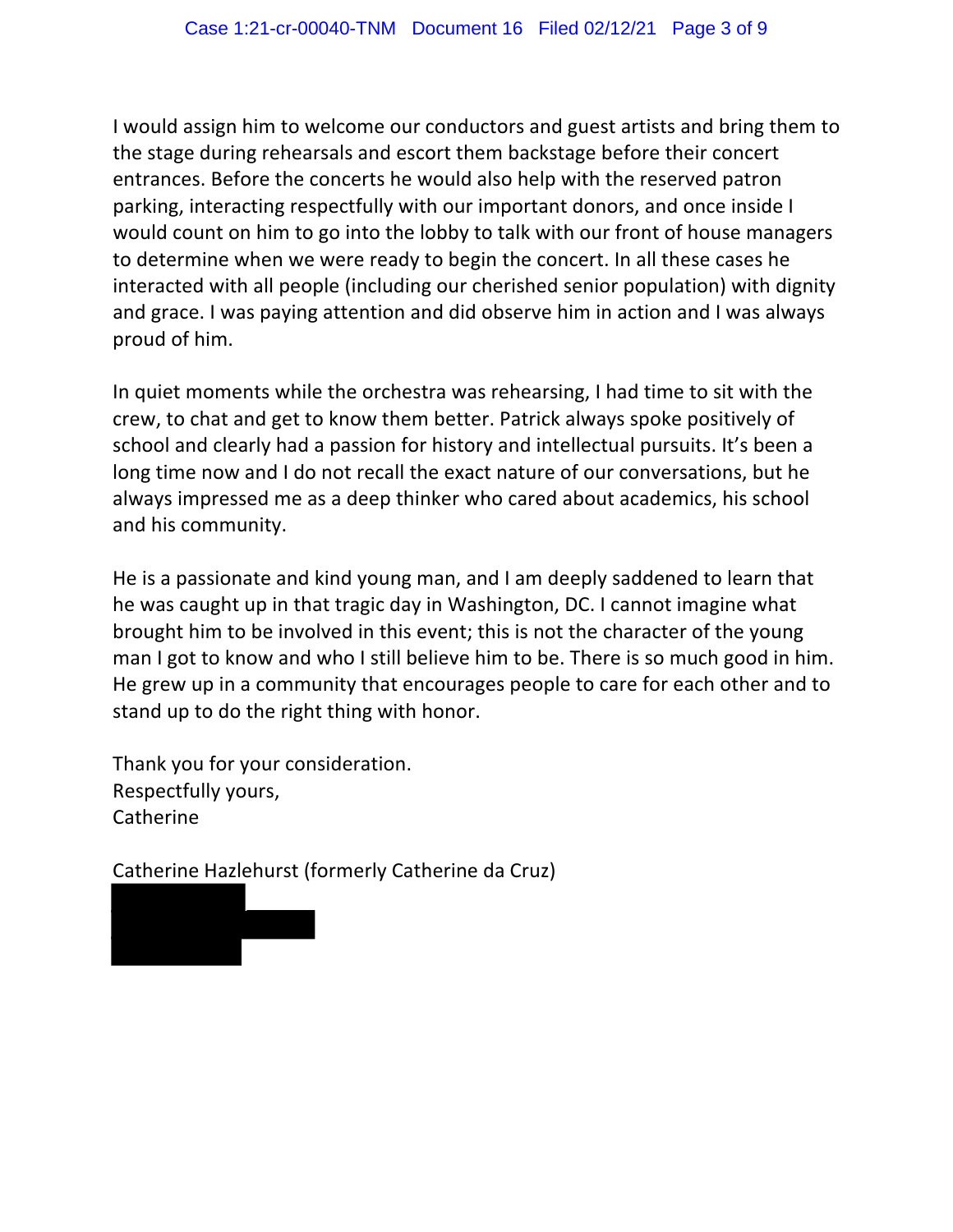I would assign him to welcome our conductors and guest artists and bring them to the stage during rehearsals and escort them backstage before their concert entrances. Before the concerts he would also help with the reserved patron parking, interacting respectfully with our important donors, and once inside I would count on him to go into the lobby to talk with our front of house managers to determine when we were ready to begin the concert. In all these cases he interacted with all people (including our cherished senior population) with dignity and grace. I was paying attention and did observe him in action and I was always proud of him.

In quiet moments while the orchestra was rehearsing, I had time to sit with the crew, to chat and get to know them better. Patrick always spoke positively of school and clearly had a passion for history and intellectual pursuits. It's been a long time now and I do not recall the exact nature of our conversations, but he always impressed me as a deep thinker who cared about academics, his school and his community.

He is a passionate and kind young man, and I am deeply saddened to learn that he was caught up in that tragic day in Washington, DC. I cannot imagine what brought him to be involved in this event; this is not the character of the young man I got to know and who I still believe him to be. There is so much good in him. He grew up in a community that encourages people to care for each other and to stand up to do the right thing with honor.

Thank you for your consideration.
Respectfully yours,
Catherine

Catherine Hazlehurst (formerly Catherine da Cruz)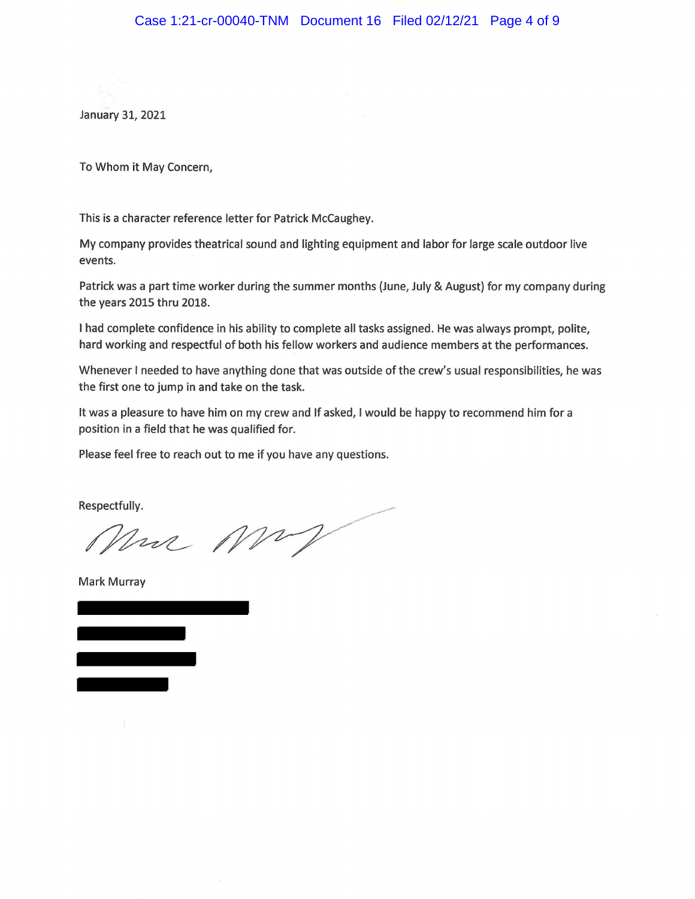January 31, 2021

To Whom it May Concern,

This is a character reference letter for Patrick McCaughey.

My company provides theatrical sound and lighting equipment and labor for large scale outdoor live events.

Patrick was a part time worker during the summer months (June, July & August) for my company during the years 2015 thru 2018.

I had complete confidence in his ability to complete all tasks assigned. He was always prompt, polite, hard working and respectful of both his fellow workers and audience members at the performances.

Whenever I needed to have anything done that was outside of the crew's usual responsibilities, he was the first one to jump in and take on the task.

It was a pleasure to have him on my crew and If asked, I would be happy to recommend him for a position in a field that he was qualified for.

Please feel free to reach out to me if you have any questions.

Respectfully.

Mark Murray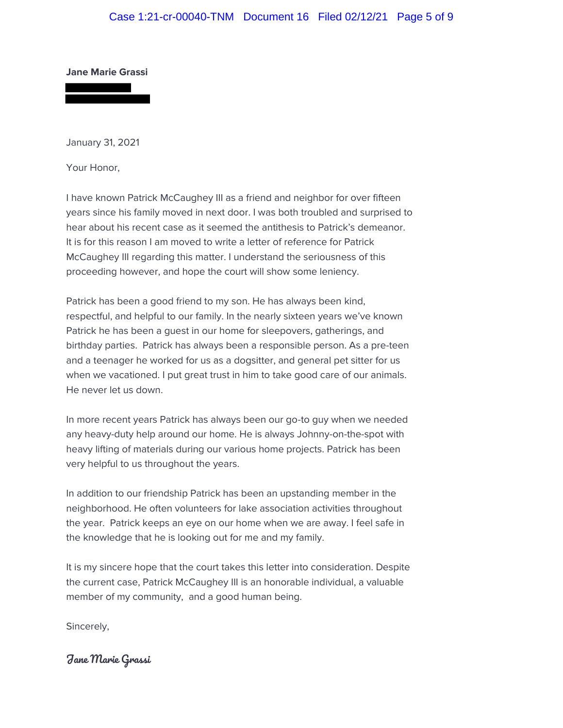**Jane Marie Grassi**

January 31, 2021

Your Honor,

I have known Patrick McCaughey III as a friend and neighbor for over fifteen years since his family moved in next door. I was both troubled and surprised to hear about his recent case as it seemed the antithesis to Patrick's demeanor. It is for this reason I am moved to write a letter of reference for Patrick McCaughey III regarding this matter. I understand the seriousness of this proceeding however, and hope the court will show some leniency.

Patrick has been a good friend to my son. He has always been kind, respectful, and helpful to our family. In the nearly sixteen years we've known Patrick he has been a guest in our home for sleepovers, gatherings, and birthday parties. Patrick has always been a responsible person. As a pre-teen and a teenager he worked for us as a dogsitter, and general pet sitter for us when we vacationed. I put great trust in him to take good care of our animals. He never let us down.

In more recent years Patrick has always been our go-to guy when we needed any heavy-duty help around our home. He is always Johnny-on-the-spot with heavy lifting of materials during our various home projects. Patrick has been very helpful to us throughout the years.

In addition to our friendship Patrick has been an upstanding member in the neighborhood. He often volunteers for lake association activities throughout the year. Patrick keeps an eye on our home when we are away. I feel safe in the knowledge that he is looking out for me and my family.

It is my sincere hope that the court takes this letter into consideration. Despite the current case, Patrick McCaughey III is an honorable individual, a valuable member of my community, and a good human being.

Sincerely,

*Jane Marie Grassi*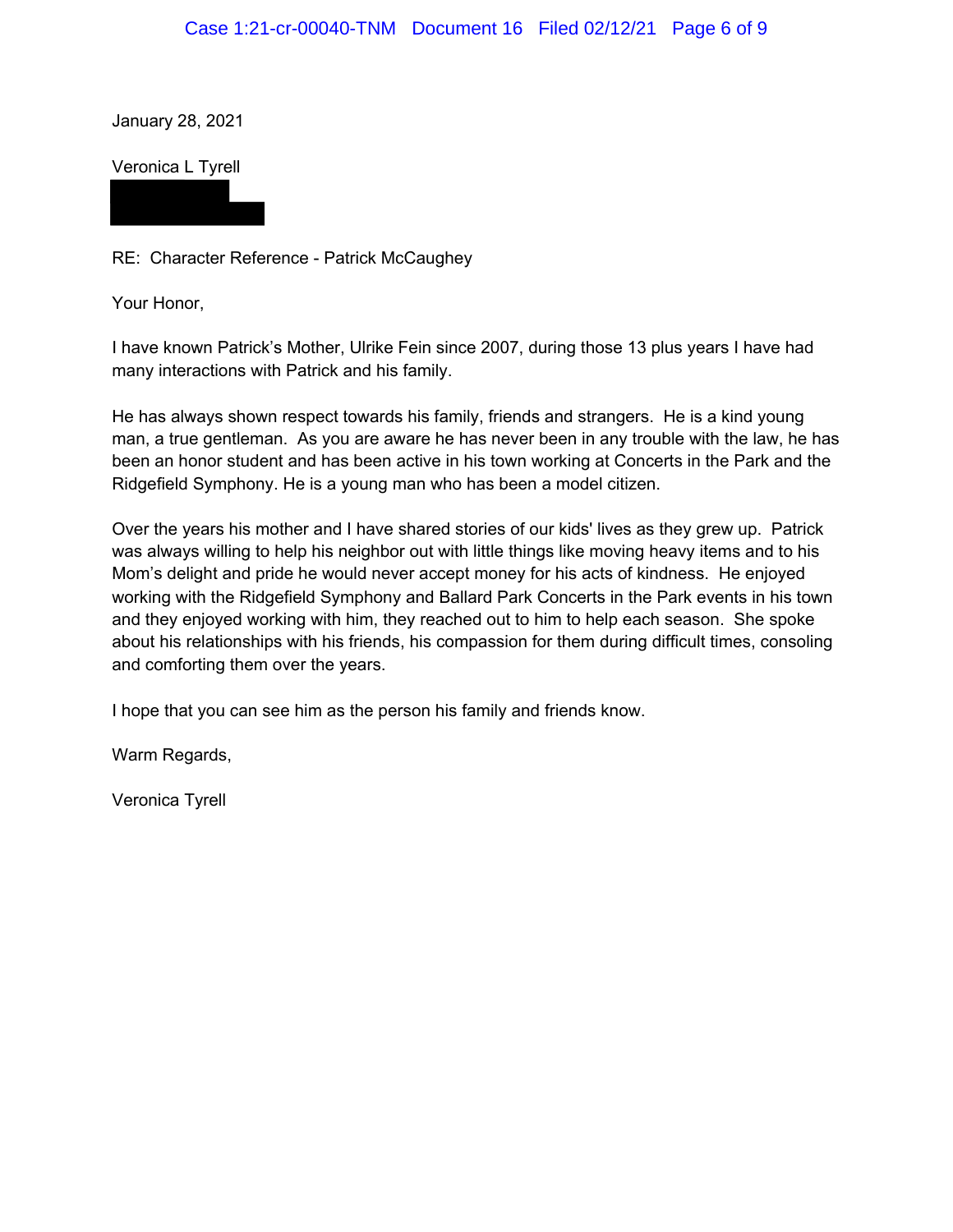January 28, 2021

Veronica L Tyrell

RE: Character Reference - Patrick McCaughey

Your Honor,

I have known Patrick's Mother, Ulrike Fein since 2007, during those 13 plus years I have had many interactions with Patrick and his family.

He has always shown respect towards his family, friends and strangers. He is a kind young man, a true gentleman. As you are aware he has never been in any trouble with the law, he has been an honor student and has been active in his town working at Concerts in the Park and the Ridgefield Symphony. He is a young man who has been a model citizen.

Over the years his mother and I have shared stories of our kids' lives as they grew up. Patrick was always willing to help his neighbor out with little things like moving heavy items and to his Mom's delight and pride he would never accept money for his acts of kindness. He enjoyed working with the Ridgefield Symphony and Ballard Park Concerts in the Park events in his town and they enjoyed working with him, they reached out to him to help each season. She spoke about his relationships with his friends, his compassion for them during difficult times, consoling and comforting them over the years.

I hope that you can see him as the person his family and friends know.

Warm Regards,

Veronica Tyrell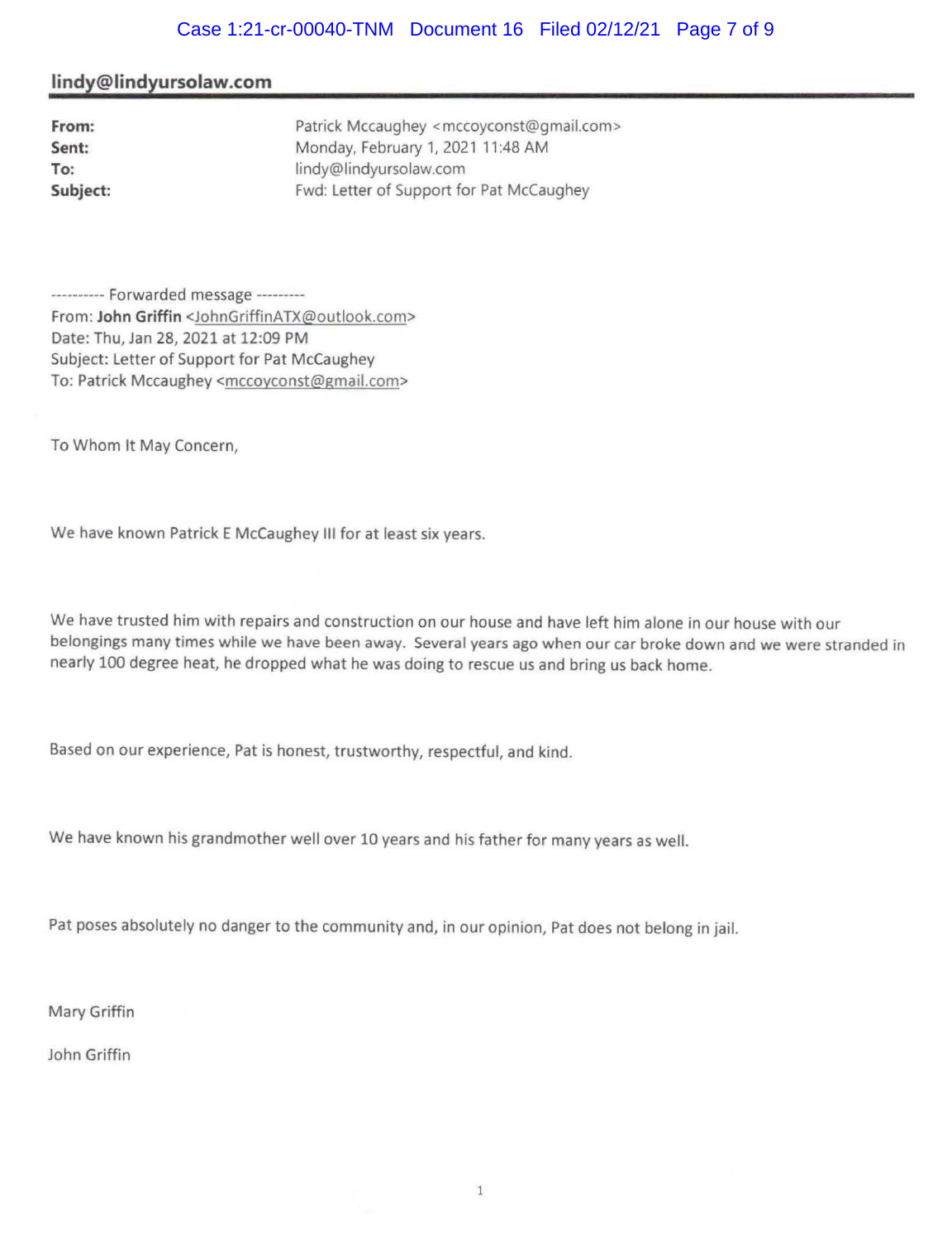**lindy@lindyursolaw.com**

**From:** Patrick Mccaughey <mccoyconst@gmail.com>
**Sent:** Monday, February 1, 2021 11:48 AM
**To:** lindy@lindyursolaw.com
**Subject:** Fwd: Letter of Support for Pat McCaughey

---------- Forwarded message ---------
From: **John Griffin** <JohnGriffinATX@outlook.com>
Date: Thu, Jan 28, 2021 at 12:09 PM
Subject: Letter of Support for Pat McCaughey
To: Patrick Mccaughey <mccoyconst@gmail.com>

To Whom It May Concern,

We have known Patrick E McCaughey III for at least six years.

We have trusted him with repairs and construction on our house and have left him alone in our house with our belongings many times while we have been away. Several years ago when our car broke down and we were stranded in nearly 100 degree heat, he dropped what he was doing to rescue us and bring us back home.

Based on our experience, Pat is honest, trustworthy, respectful, and kind.

We have known his grandmother well over 10 years and his father for many years as well.

Pat poses absolutely no danger to the community and, in our opinion, Pat does not belong in jail.

Mary Griffin

John Griffin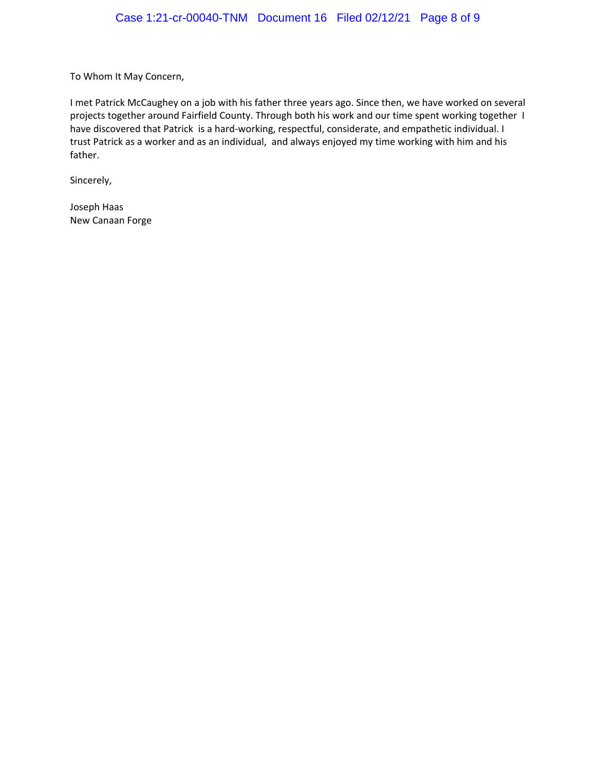To Whom It May Concern,

I met Patrick McCaughey on a job with his father three years ago. Since then, we have worked on several projects together around Fairfield County. Through both his work and our time spent working together I have discovered that Patrick is a hard-working, respectful, considerate, and empathetic individual. I trust Patrick as a worker and as an individual, and always enjoyed my time working with him and his father.

Sincerely,

Joseph Haas
New Canaan Forge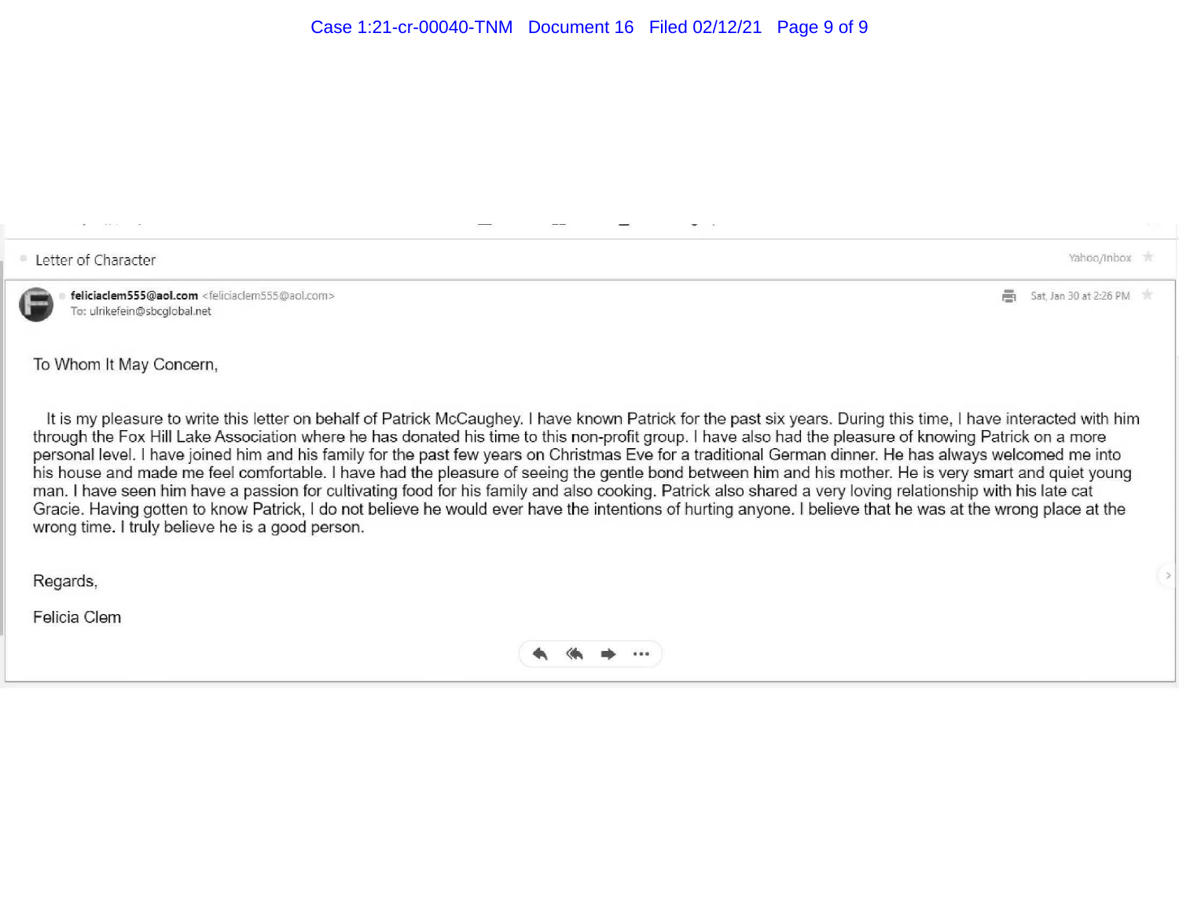Letter of Character

Yahoo/Inbox

**feliciaclem555@aol.com** <feliciaclem555@aol.com>
To: ulrikefein@sbcglobal.net

Sat, Jan 30 at 2:26 PM

To Whom It May Concern,

It is my pleasure to write this letter on behalf of Patrick McCaughey. I have known Patrick for the past six years. During this time, I have interacted with him through the Fox Hill Lake Association where he has donated his time to this non-profit group. I have also had the pleasure of knowing Patrick on a more personal level. I have joined him and his family for the past few years on Christmas Eve for a traditional German dinner. He has always welcomed me into his house and made me feel comfortable. I have had the pleasure of seeing the gentle bond between him and his mother. He is very smart and quiet young man. I have seen him have a passion for cultivating food for his family and also cooking. Patrick also shared a very loving relationship with his late cat Gracie. Having gotten to know Patrick, I do not believe he would ever have the intentions of hurting anyone. I believe that he was at the wrong place at the wrong time. I truly believe he is a good person.

Regards,

Felicia Clem